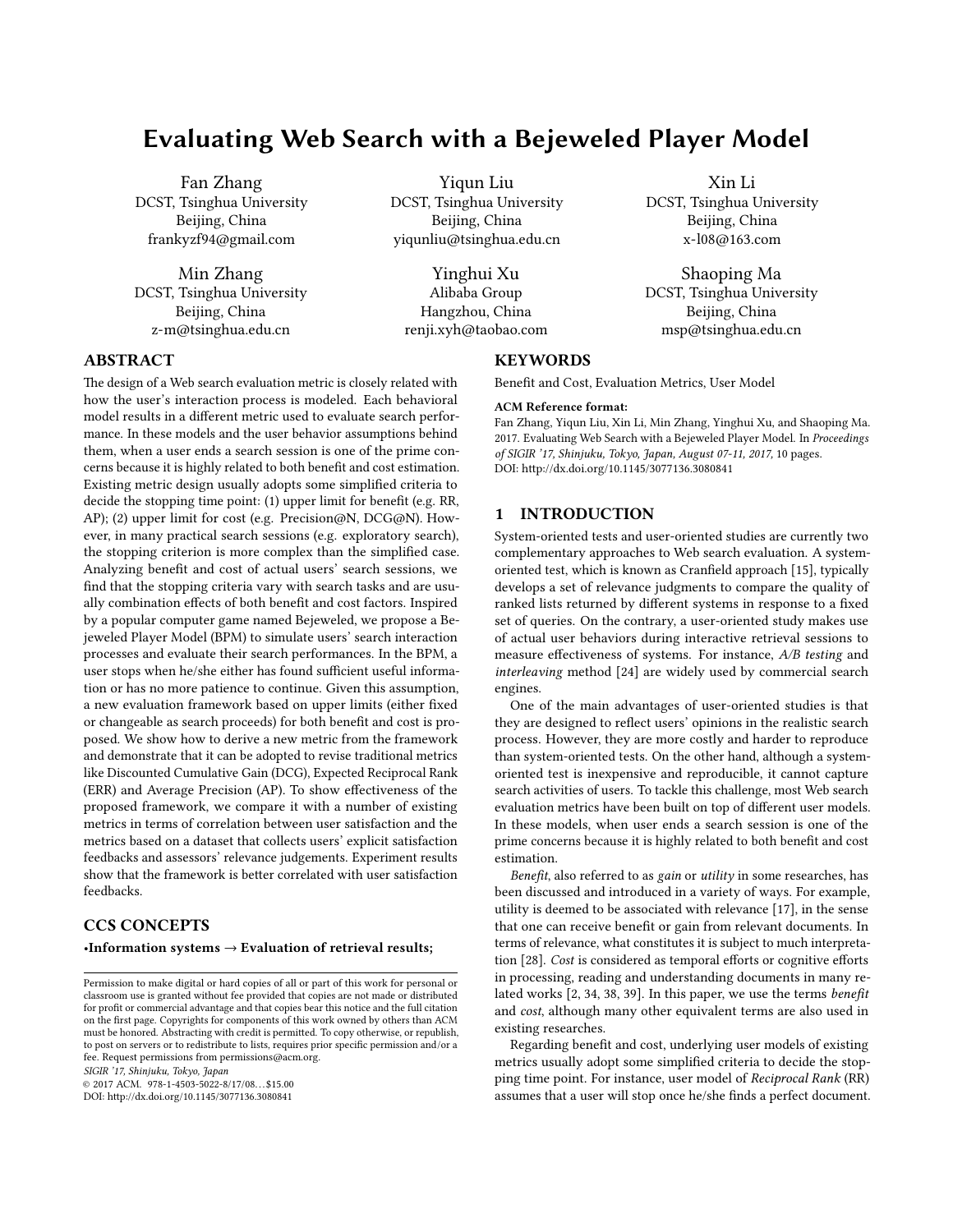# Evaluating Web Search with a Bejeweled Player Model

Fan Zhang
DCST, Tsinghua University
Beijing, China
frankyzf94@gmail.com

Yiqun Liu
DCST, Tsinghua University
Beijing, China
yiqunliu@tsinghua.edu.cn

Xin Li
DCST, Tsinghua University
Beijing, China
x-l08@163.com

Min Zhang
DCST, Tsinghua University
Beijing, China
z-m@tsinghua.edu.cn

Yinghui Xu
Alibaba Group
Hangzhou, China
renji.xyh@taobao.com

Shaoping Ma
DCST, Tsinghua University
Beijing, China
msp@tsinghua.edu.cn

## ABSTRACT

The design of a Web search evaluation metric is closely related with how the user's interaction process is modeled. Each behavioral model results in a different metric used to evaluate search performance. In these models and the user behavior assumptions behind them, when a user ends a search session is one of the prime concerns because it is highly related to both benefit and cost estimation. Existing metric design usually adopts some simplified criteria to decide the stopping time point: (1) upper limit for benefit (e.g. RR, AP); (2) upper limit for cost (e.g. Precision@N, DCG@N). However, in many practical search sessions (e.g. exploratory search), the stopping criterion is more complex than the simplified case. Analyzing benefit and cost of actual users' search sessions, we find that the stopping criteria vary with search tasks and are usually combination effects of both benefit and cost factors. Inspired by a popular computer game named Bejeweled, we propose a Bejeweled Player Model (BPM) to simulate users' search interaction processes and evaluate their search performances. In the BPM, a user stops when he/she either has found sufficient useful information or has no more patience to continue. Given this assumption, a new evaluation framework based on upper limits (either fixed or changeable as search proceeds) for both benefit and cost is proposed. We show how to derive a new metric from the framework and demonstrate that it can be adopted to revise traditional metrics like Discounted Cumulative Gain (DCG), Expected Reciprocal Rank (ERR) and Average Precision (AP). To show effectiveness of the proposed framework, we compare it with a number of existing metrics in terms of correlation between user satisfaction and the metrics based on a dataset that collects users' explicit satisfaction feedbacks and assessors' relevance judgements. Experiment results show that the framework is better correlated with user satisfaction feedbacks.

## CCS CONCEPTS

•**Information systems → Evaluation of retrieval results;**

## KEYWORDS

Benefit and Cost, Evaluation Metrics, User Model

**ACM Reference format:**
Fan Zhang, Yiqun Liu, Xin Li, Min Zhang, Yinghui Xu, and Shaoping Ma. 2017. Evaluating Web Search with a Bejeweled Player Model. In *Proceedings of SIGIR '17, Shinjuku, Tokyo, Japan, August 07-11, 2017,* 10 pages.
DOI: http://dx.doi.org/10.1145/3077136.3080841

## 1 INTRODUCTION

System-oriented tests and user-oriented studies are currently two complementary approaches to Web search evaluation. A system-oriented test, which is known as Cranfield approach [15], typically develops a set of relevance judgments to compare the quality of ranked lists returned by different systems in response to a fixed set of queries. On the contrary, a user-oriented study makes use of actual user behaviors during interactive retrieval sessions to measure effectiveness of systems. For instance, *A/B testing* and *interleaving* method [24] are widely used by commercial search engines.

One of the main advantages of user-oriented studies is that they are designed to reflect users' opinions in the realistic search process. However, they are more costly and harder to reproduce than system-oriented tests. On the other hand, although a system-oriented test is inexpensive and reproducible, it cannot capture search activities of users. To tackle this challenge, most Web search evaluation metrics have been built on top of different user models. In these models, when user ends a search session is one of the prime concerns because it is highly related to both benefit and cost estimation.

*Benefit*, also referred to as *gain* or *utility* in some researches, has been discussed and introduced in a variety of ways. For example, utility is deemed to be associated with relevance [17], in the sense that one can receive benefit or gain from relevant documents. In terms of relevance, what constitutes it is subject to much interpretation [28]. *Cost* is considered as temporal efforts or cognitive efforts in processing, reading and understanding documents in many related works [2, 34, 38, 39]. In this paper, we use the terms *benefit* and *cost*, although many other equivalent terms are also used in existing researches.

Regarding benefit and cost, underlying user models of existing metrics usually adopt some simplified criteria to decide the stopping time point. For instance, user model of *Reciprocal Rank* (RR) assumes that a user will stop once he/she finds a perfect document.

Permission to make digital or hard copies of all or part of this work for personal or classroom use is granted without fee provided that copies are not made or distributed for profit or commercial advantage and that copies bear this notice and the full citation on the first page. Copyrights for components of this work owned by others than ACM must be honored. Abstracting with credit is permitted. To copy otherwise, or republish, to post on servers or to redistribute to lists, requires prior specific permission and/or a fee. Request permissions from permissions@acm.org.
*SIGIR '17, Shinjuku, Tokyo, Japan*
© 2017 ACM. 978-1-4503-5022-8/17/08…$15.00
DOI: http://dx.doi.org/10.1145/3077136.3080841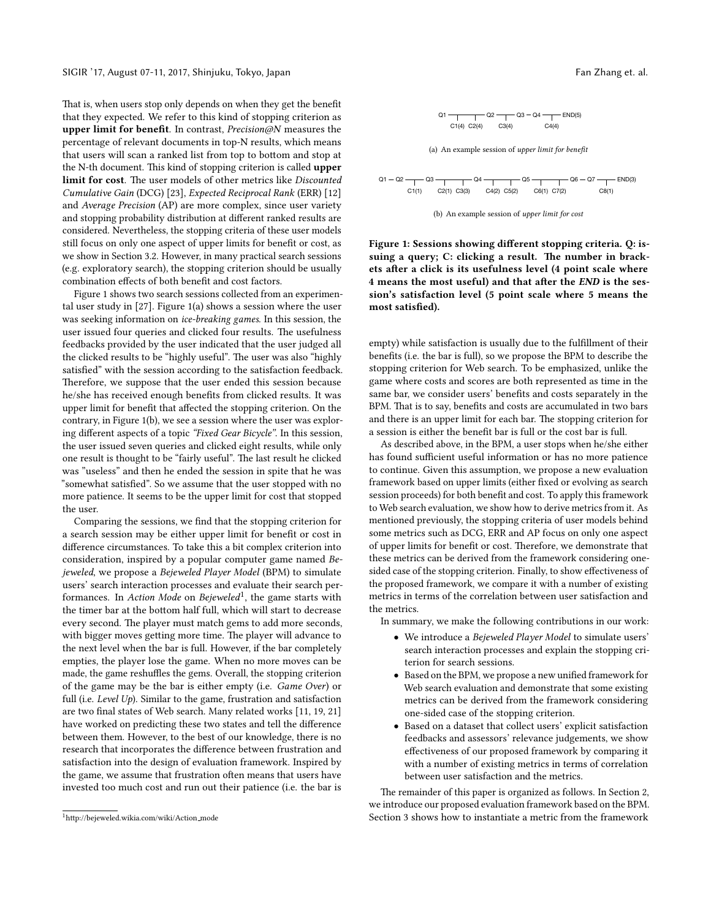That is, when users stop only depends on when they get the benefit that they expected. We refer to this kind of stopping criterion as **upper limit for benefit**. In contrast, *Precision@N* measures the percentage of relevant documents in top-N results, which means that users will scan a ranked list from top to bottom and stop at the N-th document. This kind of stopping criterion is called **upper limit for cost**. The user models of other metrics like *Discounted Cumulative Gain* (DCG) [23], *Expected Reciprocal Rank* (ERR) [12] and *Average Precision* (AP) are more complex, since user variety and stopping probability distribution at different ranked results are considered. Nevertheless, the stopping criteria of these user models still focus on only one aspect of upper limits for benefit or cost, as we show in Section 3.2. However, in many practical search sessions (e.g. exploratory search), the stopping criterion should be usually combination effects of both benefit and cost factors.

Figure 1 shows two search sessions collected from an experimental user study in [27]. Figure 1(a) shows a session where the user was seeking information on *ice-breaking games*. In this session, the user issued four queries and clicked four results. The usefulness feedbacks provided by the user indicated that the user judged all the clicked results to be "highly useful". The user was also "highly satisfied" with the session according to the satisfaction feedback. Therefore, we suppose that the user ended this session because he/she has received enough benefits from clicked results. It was upper limit for benefit that affected the stopping criterion. On the contrary, in Figure 1(b), we see a session where the user was exploring different aspects of a topic *"Fixed Gear Bicycle"*. In this session, the user issued seven queries and clicked eight results, while only one result is thought to be "fairly useful". The last result he clicked was "useless" and then he ended the session in spite that he was "somewhat satisfied". So we assume that the user stopped with no more patience. It seems to be the upper limit for cost that stopped the user.

Comparing the sessions, we find that the stopping criterion for a search session may be either upper limit for benefit or cost in difference circumstances. To take this a bit complex criterion into consideration, inspired by a popular computer game named *Bejeweled*, we propose a *Bejeweled Player Model* (BPM) to simulate users' search interaction processes and evaluate their search performances. In *Action Mode* on *Bejeweled*[1], the game starts with the timer bar at the bottom half full, which will start to decrease every second. The player must match gems to add more seconds, with bigger moves getting more time. The player will advance to the next level when the bar is full. However, if the bar completely empties, the player lose the game. When no more moves can be made, the game reshuffles the gems. Overall, the stopping criterion of the game may be the bar is either empty (i.e. *Game Over*) or full (i.e. *Level Up*). Similar to the game, frustration and satisfaction are two final states of Web search. Many related works [11, 19, 21] have worked on predicting these two states and tell the difference between them. However, to the best of our knowledge, there is no research that incorporates the difference between frustration and satisfaction into the design of evaluation framework. Inspired by the game, we assume that frustration often means that users have invested too much cost and run out their patience (i.e. the bar is empty) while satisfaction is usually due to the fulfillment of their benefits (i.e. the bar is full), so we propose the BPM to describe the stopping criterion for Web search. To be emphasized, unlike the game where costs and scores are both represented as time in the same bar, we consider users' benefits and costs separately in the BPM. That is to say, benefits and costs are accumulated in two bars and there is an upper limit for each bar. The stopping criterion for a session is either the benefit bar is full or the cost bar is full.

[1] http://bejeweled.wikia.com/wiki/Action_mode

Q1 — Q2 — Q3 — Q4 — END(5)
C1(4) C2(4) C3(4) C4(4)

(a) An example session of *upper limit for benefit*

Q1 — Q2 — Q3 — Q4 — Q5 — Q6 — Q7 — END(3)
C1(1) C2(1) C3(3) C4(2) C5(2) C6(1) C7(2) C8(1)

(b) An example session of *upper limit for cost*

**Figure 1: Sessions showing different stopping criteria. Q: issuing a query; C: clicking a result. The number in brackets after a click is its usefulness level (4 point scale where 4 means the most useful) and that after the *END* is the session's satisfaction level (5 point scale where 5 means the most satisfied).**

As described above, in the BPM, a user stops when he/she either has found sufficient useful information or has no more patience to continue. Given this assumption, we propose a new evaluation framework based on upper limits (either fixed or evolving as search session proceeds) for both benefit and cost. To apply this framework to Web search evaluation, we show how to derive metrics from it. As mentioned previously, the stopping criteria of user models behind some metrics such as DCG, ERR and AP focus on only one aspect of upper limits for benefit or cost. Therefore, we demonstrate that these metrics can be derived from the framework considering one-sided case of the stopping criterion. Finally, to show effectiveness of the proposed framework, we compare it with a number of existing metrics in terms of the correlation between user satisfaction and the metrics.

In summary, we make the following contributions in our work:

- We introduce a *Bejeweled Player Model* to simulate users' search interaction processes and explain the stopping criterion for search sessions.
- Based on the BPM, we propose a new unified framework for Web search evaluation and demonstrate that some existing metrics can be derived from the framework considering one-sided case of the stopping criterion.
- Based on a dataset that collect users' explicit satisfaction feedbacks and assessors' relevance judgements, we show effectiveness of our proposed framework by comparing it with a number of existing metrics in terms of correlation between user satisfaction and the metrics.

The remainder of this paper is organized as follows. In Section 2, we introduce our proposed evaluation framework based on the BPM. Section 3 shows how to instantiate a metric from the framework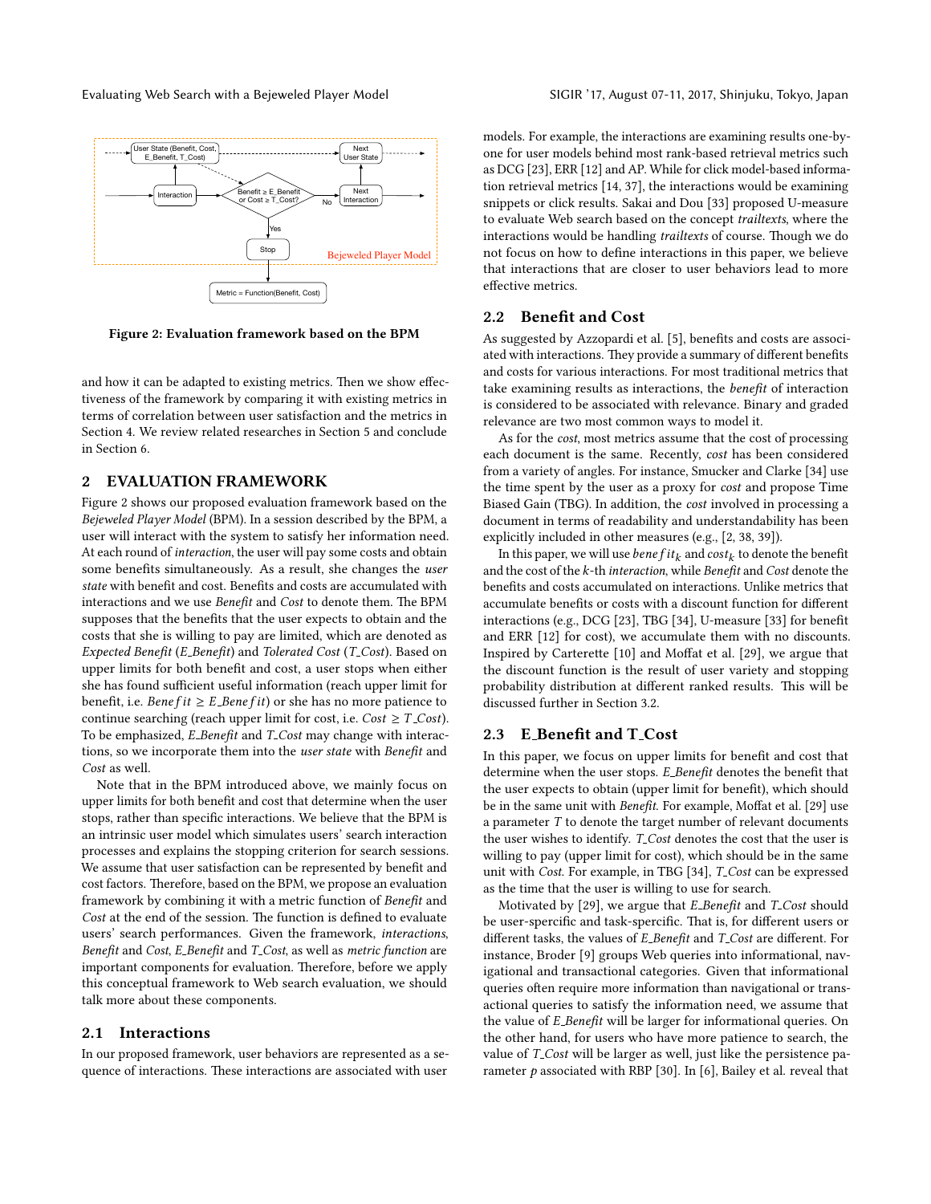Figure 2: Evaluation framework based on the BPM

and how it can be adapted to existing metrics. Then we show effectiveness of the framework by comparing it with existing metrics in terms of correlation between user satisfaction and the metrics in Section 4. We review related researches in Section 5 and conclude in Section 6.

## 2 EVALUATION FRAMEWORK

Figure 2 shows our proposed evaluation framework based on the *Bejeweled Player Model* (BPM). In a session described by the BPM, a user will interact with the system to satisfy her information need. At each round of *interaction*, the user will pay some costs and obtain some benefits simultaneously. As a result, she changes the *user state* with benefit and cost. Benefits and costs are accumulated with interactions and we use *Benefit* and *Cost* to denote them. The BPM supposes that the benefits that the user expects to obtain and the costs that she is willing to pay are limited, which are denoted as *Expected Benefit* (*E_Benefit*) and *Tolerated Cost* (*T_Cost*). Based on upper limits for both benefit and cost, a user stops when either she has found sufficient useful information (reach upper limit for benefit, i.e. $Benefit \geq E\_Benefit$) or she has no more patience to continue searching (reach upper limit for cost, i.e. $Cost \geq T\_Cost$). To be emphasized, *E_Benefit* and *T_Cost* may change with interactions, so we incorporate them into the *user state* with *Benefit* and *Cost* as well.

Note that in the BPM introduced above, we mainly focus on upper limits for both benefit and cost that determine when the user stops, rather than specific interactions. We believe that the BPM is an intrinsic user model which simulates users' search interaction processes and explains the stopping criterion for search sessions. We assume that user satisfaction can be represented by benefit and cost factors. Therefore, based on the BPM, we propose an evaluation framework by combining it with a metric function of *Benefit* and *Cost* at the end of the session. The function is defined to evaluate users' search performances. Given the framework, *interactions*, *Benefit* and *Cost*, *E_Benefit* and *T_Cost*, as well as *metric function* are important components for evaluation. Therefore, before we apply this conceptual framework to Web search evaluation, we should talk more about these components.

### 2.1 Interactions

In our proposed framework, user behaviors are represented as a sequence of interactions. These interactions are associated with user models. For example, the interactions are examining results one-by-one for user models behind most rank-based retrieval metrics such as DCG [23], ERR [12] and AP. While for click model-based information retrieval metrics [14, 37], the interactions would be examining snippets or click results. Sakai and Dou [33] proposed U-measure to evaluate Web search based on the concept *trailtexts*, where the interactions would be handling *trailtexts* of course. Though we do not focus on how to define interactions in this paper, we believe that interactions that are closer to user behaviors lead to more effective metrics.

### 2.2 Benefit and Cost

As suggested by Azzopardi et al. [5], benefits and costs are associated with interactions. They provide a summary of different benefits and costs for various interactions. For most traditional metrics that take examining results as interactions, the *benefit* of interaction is considered to be associated with relevance. Binary and graded relevance are two most common ways to model it.

As for the *cost*, most metrics assume that the cost of processing each document is the same. Recently, *cost* has been considered from a variety of angles. For instance, Smucker and Clarke [34] use the time spent by the user as a proxy for *cost* and propose Time Biased Gain (TBG). In addition, the *cost* involved in processing a document in terms of readability and understandability has been explicitly included in other measures (e.g., [2, 38, 39]).

In this paper, we will use $benefit_k$ and $cost_k$ to denote the benefit and the cost of the $k$-th *interaction*, while *Benefit* and *Cost* denote the benefits and costs accumulated on interactions. Unlike metrics that accumulate benefits or costs with a discount function for different interactions (e.g., DCG [23], TBG [34], U-measure [33] for benefit and ERR [12] for cost), we accumulate them with no discounts. Inspired by Carterette [10] and Moffat et al. [29], we argue that the discount function is the result of user variety and stopping probability distribution at different ranked results. This will be discussed further in Section 3.2.

### 2.3 E_Benefit and T_Cost

In this paper, we focus on upper limits for benefit and cost that determine when the user stops. *E_Benefit* denotes the benefit that the user expects to obtain (upper limit for benefit), which should be in the same unit with *Benefit*. For example, Moffat et al. [29] use a parameter $T$ to denote the target number of relevant documents the user wishes to identify. *T_Cost* denotes the cost that the user is willing to pay (upper limit for cost), which should be in the same unit with *Cost*. For example, in TBG [34], *T_Cost* can be expressed as the time that the user is willing to use for search.

Motivated by [29], we argue that *E_Benefit* and *T_Cost* should be user-spercific and task-specific. That is, for different users or different tasks, the values of *E_Benefit* and *T_Cost* are different. For instance, Broder [9] groups Web queries into informational, navigational and transactional categories. Given that informational queries often require more information than navigational or transactional queries to satisfy the information need, we assume that the value of *E_Benefit* will be larger for informational queries. On the other hand, for users who have more patience to search, the value of *T_Cost* will be larger as well, just like the persistence parameter $p$ associated with RBP [30]. In [6], Bailey et al. reveal that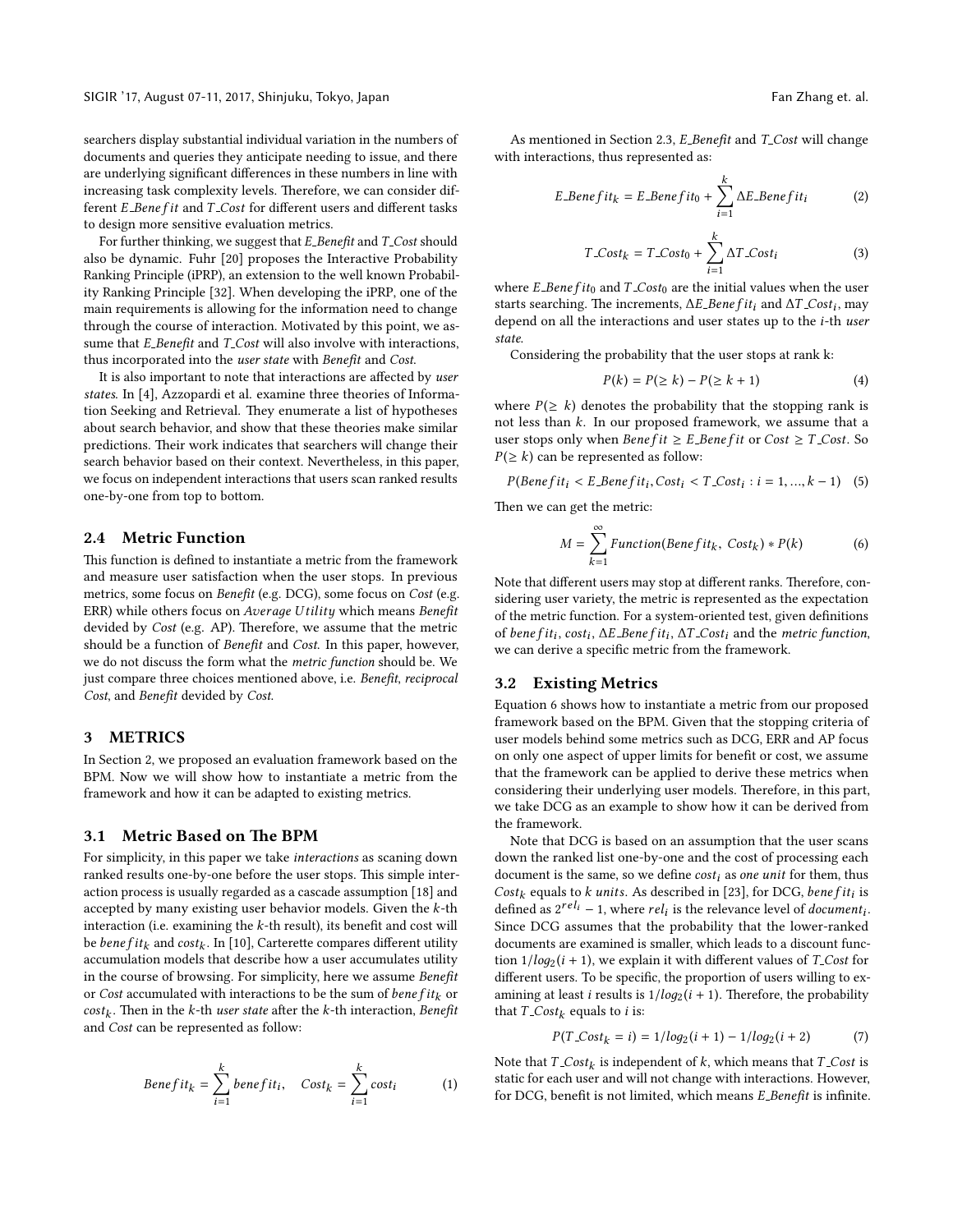searchers display substantial individual variation in the numbers of documents and queries they anticipate needing to issue, and there are underlying significant differences in these numbers in line with increasing task complexity levels. Therefore, we can consider different $E\_Benefit$ and $T\_Cost$ for different users and different tasks to design more sensitive evaluation metrics.

For further thinking, we suggest that *E_Benefit* and *T_Cost* should also be dynamic. Fuhr [20] proposes the Interactive Probability Ranking Principle (iPRP), an extension to the well known Probability Ranking Principle [32]. When developing the iPRP, one of the main requirements is allowing for the information need to change through the course of interaction. Motivated by this point, we assume that *E_Benefit* and *T_Cost* will also involve with interactions, thus incorporated into the *user state* with *Benefit* and *Cost*.

It is also important to note that interactions are affected by *user states*. In [4], Azzopardi et al. examine three theories of Information Seeking and Retrieval. They enumerate a list of hypotheses about search behavior, and show that these theories make similar predictions. Their work indicates that searchers will change their search behavior based on their context. Nevertheless, in this paper, we focus on independent interactions that users scan ranked results one-by-one from top to bottom.

### 2.4 Metric Function

This function is defined to instantiate a metric from the framework and measure user satisfaction when the user stops. In previous metrics, some focus on *Benefit* (e.g. DCG), some focus on *Cost* (e.g. ERR) while others focus on $Average\ Utility$ which means *Benefit* devided by *Cost* (e.g. AP). Therefore, we assume that the metric should be a function of *Benefit* and *Cost*. In this paper, however, we do not discuss the form what the *metric function* should be. We just compare three choices mentioned above, i.e. *Benefit*, *reciprocal Cost*, and *Benefit* devided by *Cost*.

## 3 METRICS

In Section 2, we proposed an evaluation framework based on the BPM. Now we will show how to instantiate a metric from the framework and how it can be adapted to existing metrics.

### 3.1 Metric Based on The BPM

For simplicity, in this paper we take *interactions* as scaning down ranked results one-by-one before the user stops. This simple interaction process is usually regarded as a cascade assumption [18] and accepted by many existing user behavior models. Given the $k$-th interaction (i.e. examining the $k$-th result), its benefit and cost will be $benefit_k$ and $cost_k$. In [10], Carterette compares different utility accumulation models that describe how a user accumulates utility in the course of browsing. For simplicity, here we assume *Benefit* or *Cost* accumulated with interactions to be the sum of $benefit_k$ or $cost_k$. Then in the $k$-th *user state* after the $k$-th interaction, *Benefit* and *Cost* can be represented as follow:

$$Benefit_k = \sum_{i=1}^{k} benefit_i, \quad Cost_k = \sum_{i=1}^{k} cost_i \tag{1}$$

As mentioned in Section 2.3, *E_Benefit* and *T_Cost* will change with interactions, thus represented as:

$$E\_Benefit_k = E\_Benefit_0 + \sum_{i=1}^{k} \Delta E\_Benefit_i \tag{2}$$

$$T\_Cost_k = T\_Cost_0 + \sum_{i=1}^{k} \Delta T\_Cost_i \tag{3}$$

where $E\_Benefit_0$ and $T\_Cost_0$ are the initial values when the user starts searching. The increments, $\Delta E\_Benefit_i$ and $\Delta T\_Cost_i$, may depend on all the interactions and user states up to the $i$-th *user state*.

Considering the probability that the user stops at rank k:

$$P(k) = P(\geq k) - P(\geq k+1) \tag{4}$$

where $P(\geq k)$ denotes the probability that the stopping rank is not less than $k$. In our proposed framework, we assume that a user stops only when $Benefit \geq E\_Benefit$ or $Cost \geq T\_Cost$. So $P(\geq k)$ can be represented as follow:

$$P(Benefit_i < E\_Benefit_i, Cost_i < T\_Cost_i : i = 1, ..., k-1) \tag{5}$$

Then we can get the metric:

$$M = \sum_{k=1}^{\infty} Function(Benefit_k,\ Cost_k) * P(k) \tag{6}$$

Note that different users may stop at different ranks. Therefore, considering user variety, the metric is represented as the expectation of the metric function. For a system-oriented test, given definitions of $benefit_i$, $cost_i$, $\Delta E\_Benefit_i$, $\Delta T\_Cost_i$ and the *metric function*, we can derive a specific metric from the framework.

### 3.2 Existing Metrics

Equation 6 shows how to instantiate a metric from our proposed framework based on the BPM. Given that the stopping criteria of user models behind some metrics such as DCG, ERR and AP focus on only one aspect of upper limits for benefit or cost, we assume that the framework can be applied to derive these metrics when considering their underlying user models. Therefore, in this part, we take DCG as an example to show how it can be derived from the framework.

Note that DCG is based on an assumption that the user scans down the ranked list one-by-one and the cost of processing each document is the same, so we define $cost_i$ as *one unit* for them, thus $Cost_k$ equals to $k\ units$. As described in [23], for DCG, $benefit_i$ is defined as $2^{rel_i} - 1$, where $rel_i$ is the relevance level of $document_i$. Since DCG assumes that the probability that the lower-ranked documents are examined is smaller, which leads to a discount function $1/log_2(i+1)$, we explain it with different values of $T\_Cost$ for different users. To be specific, the proportion of users willing to examining at least $i$ results is $1/log_2(i+1)$. Therefore, the probability that $T\_Cost_k$ equals to $i$ is:

$$P(T\_Cost_k = i) = 1/log_2(i+1) - 1/log_2(i+2) \tag{7}$$

Note that $T\_Cost_k$ is independent of $k$, which means that $T\_Cost$ is static for each user and will not change with interactions. However, for DCG, benefit is not limited, which means *E_Benefit* is infinite.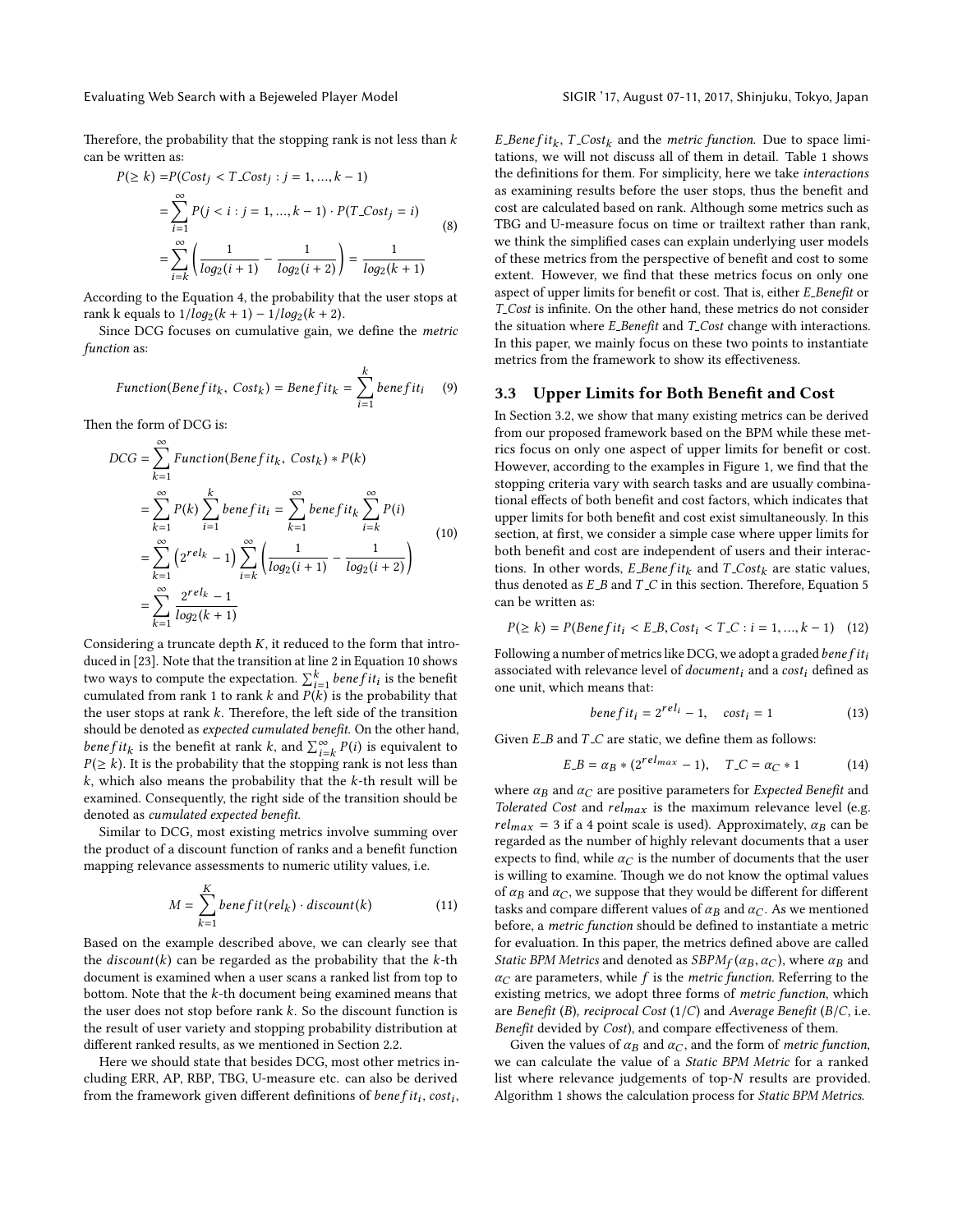Therefore, the probability that the stopping rank is not less than $k$ can be written as:

$$
\begin{aligned}
P(\geq k) =& P(Cost_j < T\_Cost_j : j = 1, ..., k-1) \\
=& \sum_{i=1}^{\infty} P(j < i : j = 1, ..., k-1) \cdot P(T\_Cost_j = i) \\
=& \sum_{i=k}^{\infty} \left( \frac{1}{log_2(i+1)} - \frac{1}{log_2(i+2)} \right) = \frac{1}{log_2(k+1)}
\end{aligned} \tag{8}
$$

According to the Equation 4, the probability that the user stops at rank k equals to $1/log_2(k+1) - 1/log_2(k+2)$.

Since DCG focuses on cumulative gain, we define the *metric function* as:

$$
Function(Benefit_k,\ Cost_k) = Benefit_k = \sum_{i=1}^{k} benefit_i \tag{9}
$$

Then the form of DCG is:

$$
\begin{aligned}
DCG =& \sum_{k=1}^{\infty} Function(Benefit_k,\ Cost_k) * P(k) \\
=& \sum_{k=1}^{\infty} P(k) \sum_{i=1}^{k} benefit_i = \sum_{k=1}^{\infty} benefit_k \sum_{i=k}^{\infty} P(i) \\
=& \sum_{k=1}^{\infty} \left(2^{rel_k} - 1\right) \sum_{i=k}^{\infty} \left( \frac{1}{log_2(i+1)} - \frac{1}{log_2(i+2)} \right) \\
=& \sum_{k=1}^{\infty} \frac{2^{rel_k} - 1}{log_2(k+1)}
\end{aligned} \tag{10}
$$

Considering a truncate depth $K$, it reduced to the form that introduced in [23]. Note that the transition at line 2 in Equation 10 shows two ways to compute the expectation. $\sum_{i=1}^{k} benefit_i$ is the benefit cumulated from rank 1 to rank $k$ and $P(k)$ is the probability that the user stops at rank $k$. Therefore, the left side of the transition should be denoted as *expected cumulated benefit*. On the other hand, $benefit_k$ is the benefit at rank $k$, and $\sum_{i=k}^{\infty} P(i)$ is equivalent to $P(\geq k)$. It is the probability that the stopping rank is not less than $k$, which also means the probability that the $k$-th result will be examined. Consequently, the right side of the transition should be denoted as *cumulated expected benefit*.

Similar to DCG, most existing metrics involve summing over the product of a discount function of ranks and a benefit function mapping relevance assessments to numeric utility values, i.e.

$$
M = \sum_{k=1}^{K} benefit(rel_k) \cdot discount(k) \tag{11}
$$

Based on the example described above, we can clearly see that the $discount(k)$ can be regarded as the probability that the $k$-th document is examined when a user scans a ranked list from top to bottom. Note that the $k$-th document being examined means that the user does not stop before rank $k$. So the discount function is the result of user variety and stopping probability distribution at different ranked results, as we mentioned in Section 2.2.

Here we should state that besides DCG, most other metrics including ERR, AP, RBP, TBG, U-measure etc. can also be derived from the framework given different definitions of $benefit_i$, $cost_i$, $E\_Benefit_k$, $T\_Cost_k$ and the *metric function*. Due to space limitations, we will not discuss all of them in detail. Table 1 shows the definitions for them. For simplicity, here we take *interactions* as examining results before the user stops, thus the benefit and cost are calculated based on rank. Although some metrics such as TBG and U-measure focus on time or trailtext rather than rank, we think the simplified cases can explain underlying user models of these metrics from the perspective of benefit and cost to some extent. However, we find that these metrics focus on only one aspect of upper limits for benefit or cost. That is, either *E_Benefit* or *T_Cost* is infinite. On the other hand, these metrics do not consider the situation where *E_Benefit* and *T_Cost* change with interactions. In this paper, we mainly focus on these two points to instantiate metrics from the framework to show its effectiveness.

## 3.3 Upper Limits for Both Benefit and Cost

In Section 3.2, we show that many existing metrics can be derived from our proposed framework based on the BPM while these metrics focus on only one aspect of upper limits for benefit or cost. However, according to the examples in Figure 1, we find that the stopping criteria vary with search tasks and are usually combinational effects of both benefit and cost factors, which indicates that upper limits for both benefit and cost exist simultaneously. In this section, at first, we consider a simple case where upper limits for both benefit and cost are independent of users and their interactions. In other words, $E\_Benefit_k$ and $T\_Cost_k$ are static values, thus denoted as $E\_B$ and $T\_C$ in this section. Therefore, Equation 5 can be written as:

$$
P(\geq k) = P(Benefit_i < E\_B, Cost_i < T\_C : i = 1, ..., k-1) \tag{12}
$$

Following a number of metrics like DCG, we adopt a graded $benefit_i$ associated with relevance level of $document_i$ and a $cost_i$ defined as one unit, which means that:

$$
benefit_i = 2^{rel_i} - 1, \quad cost_i = 1 \tag{13}
$$

Given $E\_B$ and $T\_C$ are static, we define them as follows:

$$
E\_B = \alpha_B * (2^{rel_{max}} - 1), \quad T\_C = \alpha_C * 1 \tag{14}
$$

where $\alpha_B$ and $\alpha_C$ are positive parameters for *Expected Benefit* and *Tolerated Cost* and $rel_{max}$ is the maximum relevance level (e.g. $rel_{max} = 3$ if a 4 point scale is used). Approximately, $\alpha_B$ can be regarded as the number of highly relevant documents that a user expects to find, while $\alpha_C$ is the number of documents that the user is willing to examine. Though we do not know the optimal values of $\alpha_B$ and $\alpha_C$, we suppose that they would be different for different tasks and compare different values of $\alpha_B$ and $\alpha_C$. As we mentioned before, a *metric function* should be defined to instantiate a metric for evaluation. In this paper, the metrics defined above are called *Static BPM Metrics* and denoted as $SBPM_f(\alpha_B, \alpha_C)$, where $\alpha_B$ and $\alpha_C$ are parameters, while $f$ is the *metric function*. Referring to the existing metrics, we adopt three forms of *metric function*, which are *Benefit* (*B*), *reciprocal Cost* ($1/C$) and *Average Benefit* ($B/C$, i.e. *Benefit* devided by *Cost*), and compare effectiveness of them.

Given the values of $\alpha_B$ and $\alpha_C$, and the form of *metric function*, we can calculate the value of a *Static BPM Metric* for a ranked list where relevance judgements of top-$N$ results are provided. Algorithm 1 shows the calculation process for *Static BPM Metrics*.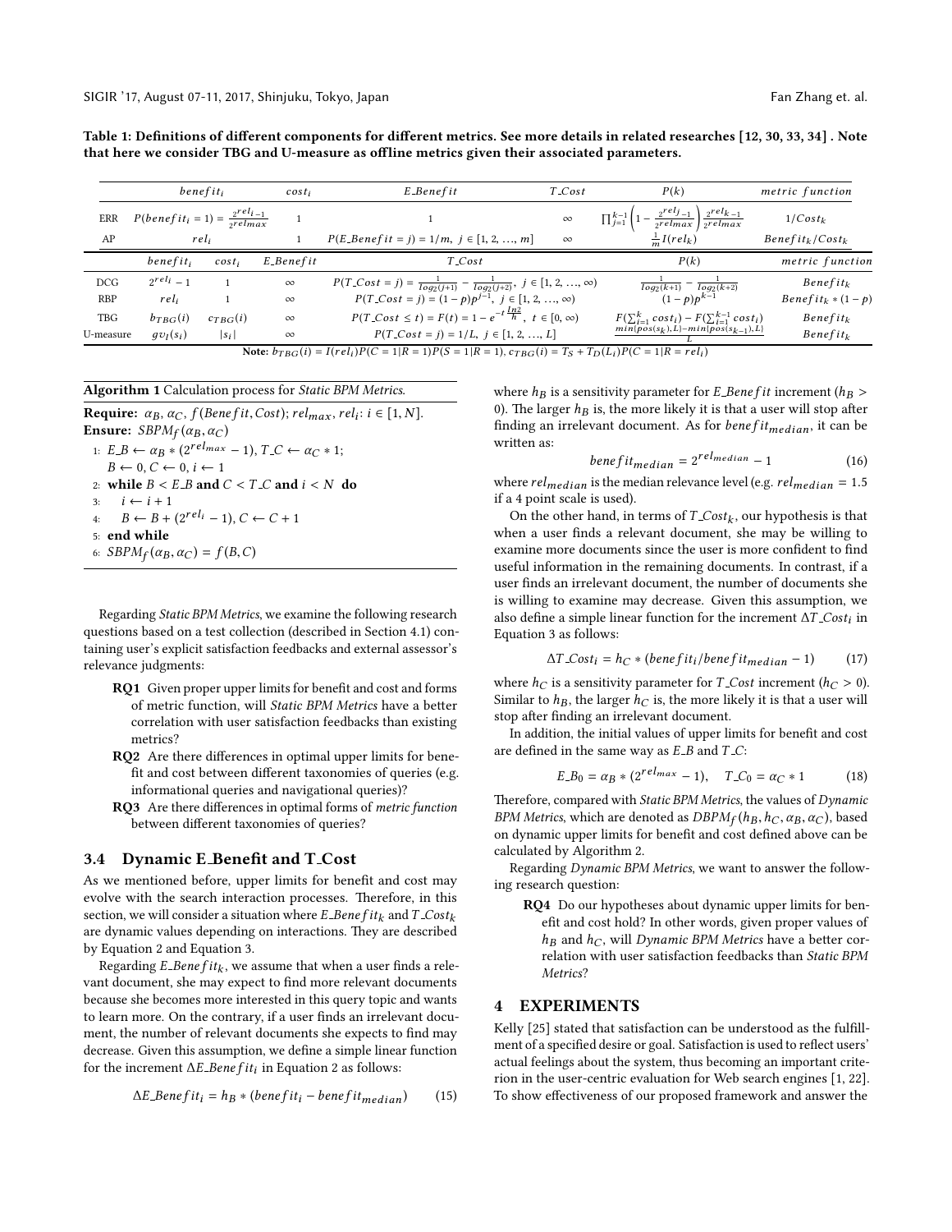**Table 1: Definitions of different components for different metrics. See more details in related researches [12, 30, 33, 34] . Note that here we consider TBG and U-measure as offline metrics given their associated parameters.**

| | $benefit_i$ | $cost_i$ | $E\_Benefit$ | $T\_Cost$ | $P(k)$ | $metric\ function$ |
|---|---|---|---|---|---|---|
| ERR | $P(benefit_i = 1) = \frac{2^{rel_i}-1}{2^{rel_{max}}}$ | 1 | 1 | $\infty$ | $\prod_{j=1}^{k-1}\left(1 - \frac{2^{rel_j}-1}{2^{rel_{max}}}\right)\frac{2^{rel_k}-1}{2^{rel_{max}}}$ | $1/Cost_k$ |
| AP | $rel_i$ | 1 | $P(E\_Benefit = j) = 1/m,\ j \in [1, 2, ..., m]$ | $\infty$ | $\frac{1}{m}I(rel_k)$ | $Benefit_k/Cost_k$ |

| | $benefit_i$ | $cost_i$ | $E\_Benefit$ | $T\_Cost$ | $P(k)$ | $metric\ function$ |
|---|---|---|---|---|---|---|
| DCG | $2^{rel_i} - 1$ | 1 | $\infty$ | $P(T\_Cost = j) = \frac{1}{log_2(j+1)} - \frac{1}{log_2(j+2)},\ j \in [1, 2, ..., \infty)$ | $\frac{1}{log_2(k+1)} - \frac{1}{log_2(k+2)}$ | $Benefit_k$ |
| RBP | $rel_i$ | 1 | $\infty$ | $P(T\_Cost = j) = (1-p)p^{j-1},\ j \in [1, 2, ..., \infty)$ | $(1-p)p^{k-1}$ | $Benefit_k * (1-p)$ |
| TBG | $b_{TBG}(i)$ | $c_{TBG}(i)$ | $\infty$ | $P(T\_Cost \le t) = F(t) = 1 - e^{-t\frac{ln2}{h}},\ t \in [0, \infty)$ | $F(\sum_{i=1}^{k} cost_i) - F(\sum_{i=1}^{k-1} cost_i)$ | $Benefit_k$ |
| U-measure | $gv_I(s_i)$ | $\lvert s_i \rvert$ | $\infty$ | $P(T\_Cost = j) = 1/L,\ j \in [1, 2, ..., L]$ | $\frac{min\{pos(s_k), L\} - min\{pos(s_{k-1}), L\}}{L}$ | $Benefit_k$ |

**Note:** $b_{TBG}(i) = I(rel_i)P(C = 1|R = 1)P(S = 1|R = 1)$, $c_{TBG}(i) = T_S + T_D(L_i)P(C = 1|R = rel_i)$

**Algorithm 1** Calculation process for *Static BPM Metrics*.

**Require:** $\alpha_B$, $\alpha_C$, $f(Benefit, Cost)$; $rel_{max}$, $rel_i$: $i \in [1, N]$.
**Ensure:** $SBPM_f(\alpha_B, \alpha_C)$

1: $E\_B \leftarrow \alpha_B * (2^{rel_{max}} - 1)$, $T\_C \leftarrow \alpha_C * 1$;
   $B \leftarrow 0$, $C \leftarrow 0$, $i \leftarrow 1$
2: **while** $B < E\_B$ **and** $C < T\_C$ **and** $i < N$ **do**
3: $\quad i \leftarrow i + 1$
4: $\quad B \leftarrow B + (2^{rel_i} - 1)$, $C \leftarrow C + 1$
5: **end while**
6: $SBPM_f(\alpha_B, \alpha_C) = f(B, C)$

Regarding *Static BPM Metrics*, we examine the following research questions based on a test collection (described in Section 4.1) containing user's explicit satisfaction feedbacks and external assessor's relevance judgments:

- **RQ1** Given proper upper limits for benefit and cost and forms of metric function, will *Static BPM Metrics* have a better correlation with user satisfaction feedbacks than existing metrics?
- **RQ2** Are there differences in optimal upper limits for benefit and cost between different taxonomies of queries (e.g. informational queries and navigational queries)?
- **RQ3** Are there differences in optimal forms of *metric function* between different taxonomies of queries?

### 3.4 Dynamic E_Benefit and T_Cost

As we mentioned before, upper limits for benefit and cost may evolve with the search interaction processes. Therefore, in this section, we will consider a situation where $E\_Benefit_k$ and $T\_Cost_k$ are dynamic values depending on interactions. They are described by Equation 2 and Equation 3.

Regarding $E\_Benefit_k$, we assume that when a user finds a relevant document, she may expect to find more relevant documents because she becomes more interested in this query topic and wants to learn more. On the contrary, if a user finds an irrelevant document, the number of relevant documents she expects to find may decrease. Given this assumption, we define a simple linear function for the increment $\Delta E\_Benefit_i$ in Equation 2 as follows:

$$\Delta E\_Benefit_i = h_B * (benefit_i - benefit_{median}) \tag{15}$$

where $h_B$ is a sensitivity parameter for $E\_Benefit$ increment ($h_B > 0$). The larger $h_B$ is, the more likely it is that a user will stop after finding an irrelevant document. As for $benefit_{median}$, it can be written as:

$$benefit_{median} = 2^{rel_{median}} - 1 \tag{16}$$

where $rel_{median}$ is the median relevance level (e.g. $rel_{median} = 1.5$ if a 4 point scale is used).

On the other hand, in terms of $T\_Cost_k$, our hypothesis is that when a user finds a relevant document, she may be willing to examine more documents since the user is more confident to find useful information in the remaining documents. In contrast, if a user finds an irrelevant document, the number of documents she is willing to examine may decrease. Given this assumption, we also define a simple linear function for the increment $\Delta T\_Cost_i$ in Equation 3 as follows:

$$\Delta T\_Cost_i = h_C * (benefit_i / benefit_{median} - 1) \tag{17}$$

where $h_C$ is a sensitivity parameter for $T\_Cost$ increment ($h_C > 0$). Similar to $h_B$, the larger $h_C$ is, the more likely it is that a user will stop after finding an irrelevant document.

In addition, the initial values of upper limits for benefit and cost are defined in the same way as $E\_B$ and $T\_C$:

$$E\_B_0 = \alpha_B * (2^{rel_{max}} - 1), \quad T\_C_0 = \alpha_C * 1 \tag{18}$$

Therefore, compared with *Static BPM Metrics*, the values of *Dynamic BPM Metrics*, which are denoted as $DBPM_f(h_B, h_C, \alpha_B, \alpha_C)$, based on dynamic upper limits for benefit and cost defined above can be calculated by Algorithm 2.

Regarding *Dynamic BPM Metrics*, we want to answer the following research question:

- **RQ4** Do our hypotheses about dynamic upper limits for benefit and cost hold? In other words, given proper values of $h_B$ and $h_C$, will *Dynamic BPM Metrics* have a better correlation with user satisfaction feedbacks than *Static BPM Metrics*?

## 4 EXPERIMENTS

Kelly [25] stated that satisfaction can be understood as the fulfillment of a specified desire or goal. Satisfaction is used to reflect users' actual feelings about the system, thus becoming an important criterion in the user-centric evaluation for Web search engines [1, 22]. To show effectiveness of our proposed framework and answer the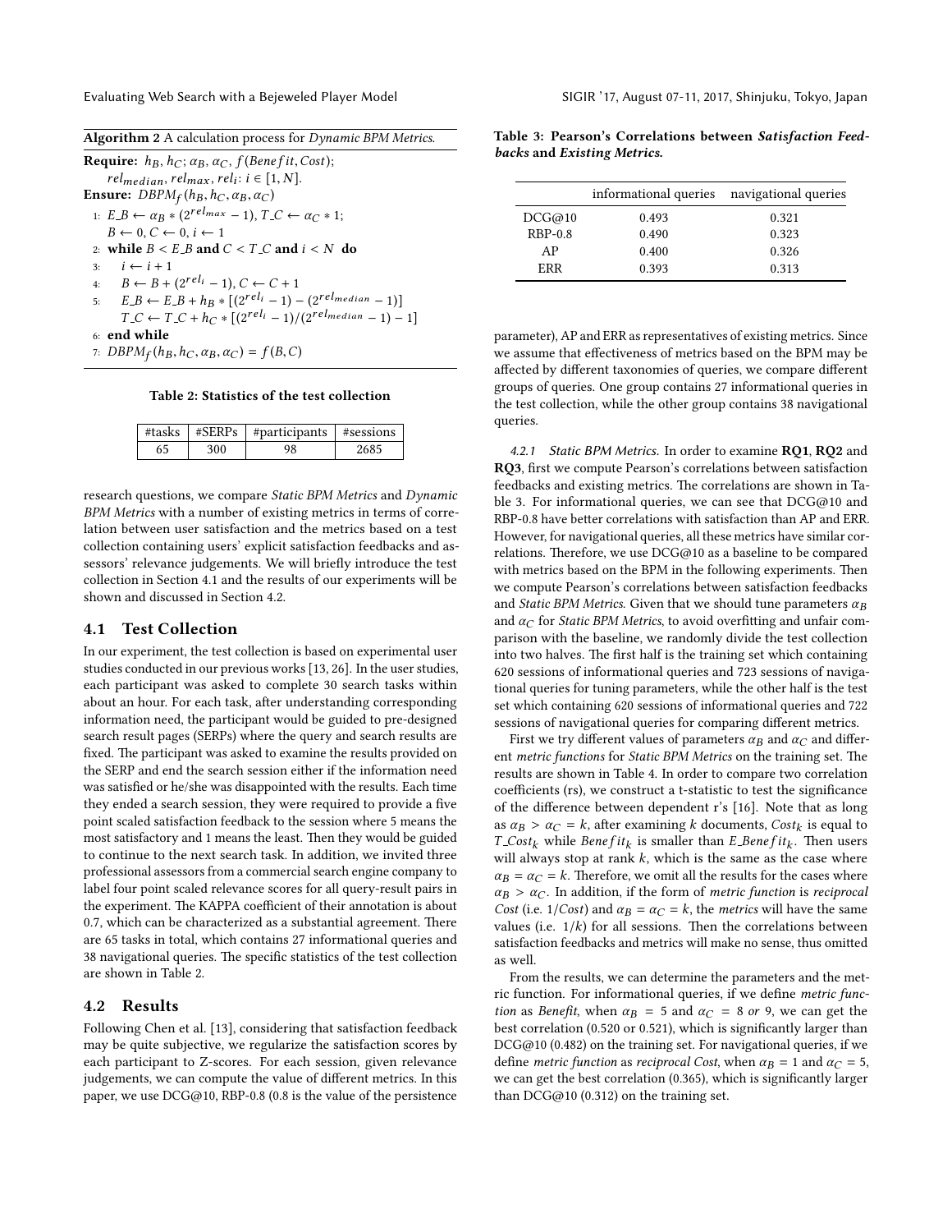**Algorithm 2** A calculation process for *Dynamic BPM Metrics*.

**Require:** $h_B$, $h_C$; $\alpha_B$, $\alpha_C$, $f(Benefit, Cost)$;
$rel_{median}$, $rel_{max}$, $rel_i$: $i \in [1, N]$.
**Ensure:** $DBPM_f(h_B, h_C, \alpha_B, \alpha_C)$

1: $E\_B \leftarrow \alpha_B * (2^{rel_{max}} - 1)$, $T\_C \leftarrow \alpha_C * 1$;
   $B \leftarrow 0$, $C \leftarrow 0$, $i \leftarrow 1$
2: **while** $B < E\_B$ **and** $C < T\_C$ **and** $i < N$ **do**
3:   $i \leftarrow i + 1$
4:   $B \leftarrow B + (2^{rel_i} - 1)$, $C \leftarrow C + 1$
5:   $E\_B \leftarrow E\_B + h_B * [(2^{rel_i} - 1) - (2^{rel_{median}} - 1)]$
   $T\_C \leftarrow T\_C + h_C * [(2^{rel_i} - 1)/(2^{rel_{median}} - 1) - 1]$
6: **end while**
7: $DBPM_f(h_B, h_C, \alpha_B, \alpha_C) = f(B, C)$

**Table 2: Statistics of the test collection**

| #tasks | #SERPs | #participants | #sessions |
|---|---|---|---|
| 65 | 300 | 98 | 2685 |

research questions, we compare *Static BPM Metrics* and *Dynamic BPM Metrics* with a number of existing metrics in terms of correlation between user satisfaction and the metrics based on a test collection containing users' explicit satisfaction feedbacks and assessors' relevance judgements. We will briefly introduce the test collection in Section 4.1 and the results of our experiments will be shown and discussed in Section 4.2.

## 4.1 Test Collection

In our experiment, the test collection is based on experimental user studies conducted in our previous works [13, 26]. In the user studies, each participant was asked to complete 30 search tasks within about an hour. For each task, after understanding corresponding information need, the participant would be guided to pre-designed search result pages (SERPs) where the query and search results are fixed. The participant was asked to examine the results provided on the SERP and end the search session either if the information need was satisfied or he/she was disappointed with the results. Each time they ended a search session, they were required to provide a five point scaled satisfaction feedback to the session where 5 means the most satisfactory and 1 means the least. Then they would be guided to continue to the next search task. In addition, we invited three professional assessors from a commercial search engine company to label four point scaled relevance scores for all query-result pairs in the experiment. The KAPPA coefficient of their annotation is about 0.7, which can be characterized as a substantial agreement. There are 65 tasks in total, which contains 27 informational queries and 38 navigational queries. The specific statistics of the test collection are shown in Table 2.

## 4.2 Results

Following Chen et al. [13], considering that satisfaction feedback may be quite subjective, we regularize the satisfaction scores by each participant to Z-scores. For each session, given relevance judgements, we can compute the value of different metrics. In this paper, we use DCG@10, RBP-0.8 (0.8 is the value of the persistence parameter), AP and ERR as representatives of existing metrics. Since we assume that effectiveness of metrics based on the BPM may be affected by different taxonomies of queries, we compare different groups of queries. One group contains 27 informational queries in the test collection, while the other group contains 38 navigational queries.

**Table 3: Pearson's Correlations between *Satisfaction Feedbacks* and *Existing Metrics*.**

| | informational queries | navigational queries |
|---|---|---|
| DCG@10 | 0.493 | 0.321 |
| RBP-0.8 | 0.490 | 0.323 |
| AP | 0.400 | 0.326 |
| ERR | 0.393 | 0.313 |

*4.2.1 Static BPM Metrics.* In order to examine **RQ1**, **RQ2** and **RQ3**, first we compute Pearson's correlations between satisfaction feedbacks and existing metrics. The correlations are shown in Table 3. For informational queries, we can see that DCG@10 and RBP-0.8 have better correlations with satisfaction than AP and ERR. However, for navigational queries, all these metrics have similar correlations. Therefore, we use DCG@10 as a baseline to be compared with metrics based on the BPM in the following experiments. Then we compute Pearson's correlations between satisfaction feedbacks and *Static BPM Metrics*. Given that we should tune parameters $\alpha_B$ and $\alpha_C$ for *Static BPM Metrics*, to avoid overfitting and unfair comparison with the baseline, we randomly divide the test collection into two halves. The first half is the training set which containing 620 sessions of informational queries and 723 sessions of navigational queries for tuning parameters, while the other half is the test set which containing 620 sessions of informational queries and 722 sessions of navigational queries for comparing different metrics.

First we try different values of parameters $\alpha_B$ and $\alpha_C$ and different *metric functions* for *Static BPM Metrics* on the training set. The results are shown in Table 4. In order to compare two correlation coefficients (rs), we construct a t-statistic to test the significance of the difference between dependent r's [16]. Note that as long as $\alpha_B > \alpha_C = k$, after examining $k$ documents, $Cost_k$ is equal to $T\_Cost_k$ while $Benefit_k$ is smaller than $E\_Benefit_k$. Then users will always stop at rank $k$, which is the same as the case where $\alpha_B = \alpha_C = k$. Therefore, we omit all the results for the cases where $\alpha_B > \alpha_C$. In addition, if the form of *metric function* is *reciprocal Cost* (i.e. $1/Cost$) and $\alpha_B = \alpha_C = k$, the *metrics* will have the same values (i.e. $1/k$) for all sessions. Then the correlations between satisfaction feedbacks and metrics will make no sense, thus omitted as well.

From the results, we can determine the parameters and the metric function. For informational queries, if we define *metric function* as *Benefit*, when $\alpha_B = 5$ and $\alpha_C = 8$ *or* 9, we can get the best correlation (0.520 or 0.521), which is significantly larger than DCG@10 (0.482) on the training set. For navigational queries, if we define *metric function* as *reciprocal Cost*, when $\alpha_B = 1$ and $\alpha_C = 5$, we can get the best correlation (0.365), which is significantly larger than DCG@10 (0.312) on the training set.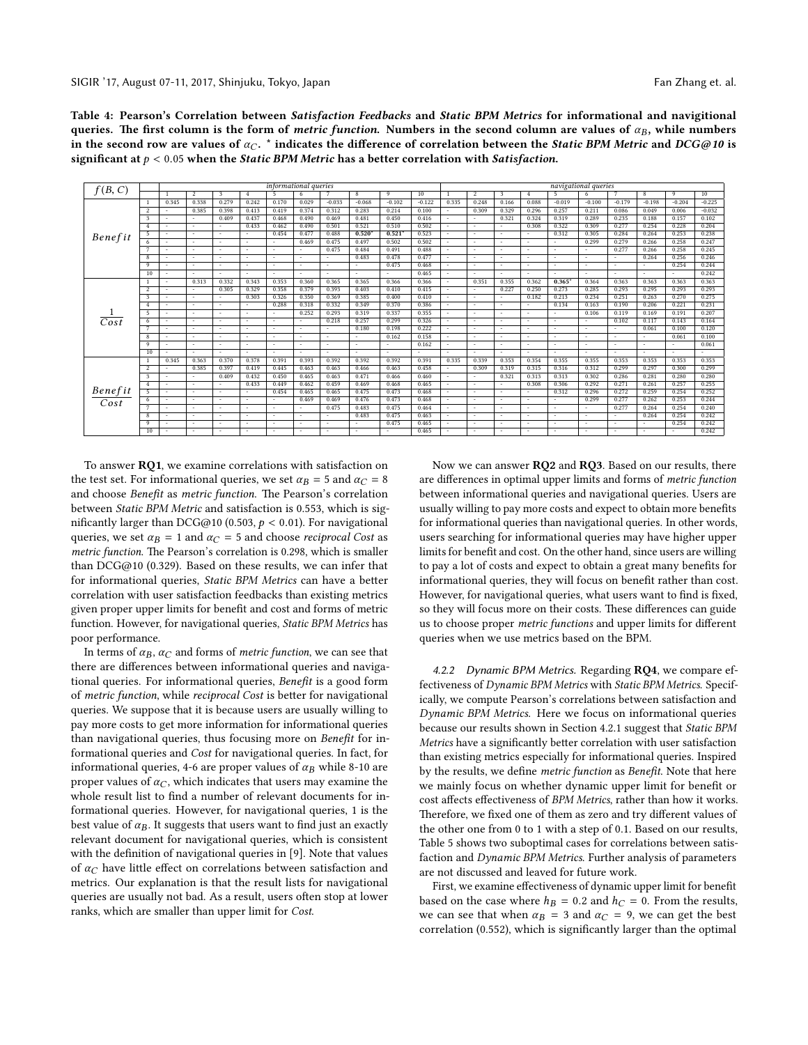Table 4: Pearson's Correlation between *Satisfaction Feedbacks* and *Static BPM Metrics* for informational and navigitional queries. The first column is the form of *metric function*. Numbers in the second column are values of $\alpha_B$, while numbers in the second row are values of $\alpha_C$. * indicates the difference of correlation between the *Static BPM Metric* and *DCG@10* is significant at $p < 0.05$ when the *Static BPM Metric* has a better correlation with *Satisfaction*.

| $f(B,C)$ | | *informational queries* | | | | | | | | | | *navigational queries* | | | | | | | | | |
|---|---|---|---|---|---|---|---|---|---|---|---|---|---|---|---|---|---|---|---|---|---|
| | | 1 | 2 | 3 | 4 | 5 | 6 | 7 | 8 | 9 | 10 | 1 | 2 | 3 | 4 | 5 | 6 | 7 | 8 | 9 | 10 |
| *Benefit* | 1 | 0.345 | 0.338 | 0.279 | 0.242 | 0.170 | 0.029 | -0.033 | -0.068 | -0.102 | -0.122 | 0.335 | 0.248 | 0.166 | 0.088 | -0.019 | -0.100 | -0.179 | -0.198 | -0.204 | -0.225 |
| | 2 | - | 0.385 | 0.398 | 0.413 | 0.419 | 0.374 | 0.312 | 0.283 | 0.214 | 0.100 | - | 0.309 | 0.329 | 0.296 | 0.257 | 0.211 | 0.086 | 0.049 | 0.006 | -0.032 |
| | 3 | - | - | 0.409 | 0.437 | 0.468 | 0.490 | 0.469 | 0.481 | 0.450 | 0.416 | - | - | 0.321 | 0.324 | 0.319 | 0.289 | 0.235 | 0.188 | 0.157 | 0.102 |
| | 4 | - | - | - | 0.433 | 0.462 | 0.490 | 0.501 | 0.521 | 0.510 | 0.502 | - | - | - | 0.308 | 0.322 | 0.309 | 0.277 | 0.254 | 0.228 | 0.204 |
| | 5 | - | - | - | - | 0.454 | 0.477 | 0.488 | 0.520* | 0.521* | 0.523 | - | - | - | - | 0.312 | 0.305 | 0.284 | 0.264 | 0.253 | 0.238 |
| | 6 | - | - | - | - | - | 0.469 | 0.475 | 0.497 | 0.502 | 0.502 | - | - | - | - | - | 0.299 | 0.279 | 0.266 | 0.258 | 0.247 |
| | 7 | - | - | - | - | - | - | 0.475 | 0.484 | 0.491 | 0.488 | - | - | - | - | - | - | 0.277 | 0.266 | 0.258 | 0.245 |
| | 8 | - | - | - | - | - | - | - | 0.483 | 0.478 | 0.477 | - | - | - | - | - | - | - | 0.264 | 0.256 | 0.246 |
| | 9 | - | - | - | - | - | - | - | - | 0.475 | 0.468 | - | - | - | - | - | - | - | - | 0.254 | 0.244 |
| | 10 | - | - | - | - | - | - | - | - | - | 0.465 | - | - | - | - | - | - | - | - | - | 0.242 |
| $\frac{1}{Cost}$ | 1 | - | 0.313 | 0.332 | 0.343 | 0.353 | 0.360 | 0.365 | 0.365 | 0.366 | 0.366 | - | 0.351 | 0.355 | 0.362 | 0.365* | 0.364 | 0.363 | 0.363 | 0.363 | 0.363 |
| | 2 | - | - | 0.305 | 0.329 | 0.358 | 0.379 | 0.393 | 0.403 | 0.410 | 0.415 | - | - | 0.227 | 0.250 | 0.273 | 0.285 | 0.293 | 0.295 | 0.293 | 0.293 |
| | 3 | - | - | - | 0.303 | 0.326 | 0.350 | 0.369 | 0.385 | 0.400 | 0.410 | - | - | - | 0.182 | 0.213 | 0.234 | 0.251 | 0.263 | 0.270 | 0.275 |
| | 4 | - | - | - | - | 0.288 | 0.318 | 0.332 | 0.349 | 0.370 | 0.386 | - | - | - | - | 0.134 | 0.163 | 0.190 | 0.206 | 0.221 | 0.231 |
| | 5 | - | - | - | - | - | 0.252 | 0.293 | 0.319 | 0.337 | 0.355 | - | - | - | - | - | 0.106 | 0.119 | 0.169 | 0.191 | 0.207 |
| | 6 | - | - | - | - | - | - | 0.218 | 0.257 | 0.299 | 0.326 | - | - | - | - | - | - | 0.102 | 0.117 | 0.143 | 0.164 |
| | 7 | - | - | - | - | - | - | - | 0.180 | 0.198 | 0.222 | - | - | - | - | - | - | - | 0.061 | 0.100 | 0.120 |
| | 8 | - | - | - | - | - | - | - | - | 0.162 | 0.158 | - | - | - | - | - | - | - | - | 0.061 | 0.100 |
| | 9 | - | - | - | - | - | - | - | - | - | 0.162 | - | - | - | - | - | - | - | - | - | 0.061 |
| | 10 | - | - | - | - | - | - | - | - | - | - | - | - | - | - | - | - | - | - | - | - |
| $\frac{Benefit}{Cost}$ | 1 | 0.345 | 0.363 | 0.370 | 0.378 | 0.391 | 0.393 | 0.392 | 0.392 | 0.392 | 0.391 | 0.335 | 0.339 | 0.353 | 0.354 | 0.355 | 0.355 | 0.353 | 0.353 | 0.353 | 0.353 |
| | 2 | - | 0.385 | 0.397 | 0.419 | 0.445 | 0.463 | 0.463 | 0.466 | 0.463 | 0.458 | - | 0.309 | 0.319 | 0.315 | 0.316 | 0.312 | 0.299 | 0.297 | 0.300 | 0.299 |
| | 3 | - | - | 0.409 | 0.432 | 0.450 | 0.465 | 0.463 | 0.471 | 0.466 | 0.460 | - | - | 0.321 | 0.313 | 0.313 | 0.302 | 0.286 | 0.281 | 0.280 | 0.280 |
| | 4 | - | - | - | 0.433 | 0.449 | 0.462 | 0.459 | 0.469 | 0.468 | 0.465 | - | - | - | 0.308 | 0.306 | 0.292 | 0.271 | 0.261 | 0.257 | 0.255 |
| | 5 | - | - | - | - | 0.454 | 0.465 | 0.465 | 0.475 | 0.473 | 0.468 | - | - | - | - | 0.312 | 0.296 | 0.272 | 0.259 | 0.254 | 0.252 |
| | 6 | - | - | - | - | - | 0.469 | 0.469 | 0.476 | 0.473 | 0.468 | - | - | - | - | - | 0.299 | 0.277 | 0.262 | 0.253 | 0.244 |
| | 7 | - | - | - | - | - | - | 0.475 | 0.483 | 0.475 | 0.464 | - | - | - | - | - | - | 0.277 | 0.264 | 0.254 | 0.240 |
| | 8 | - | - | - | - | - | - | - | 0.483 | 0.475 | 0.463 | - | - | - | - | - | - | - | 0.264 | 0.254 | 0.242 |
| | 9 | - | - | - | - | - | - | - | - | 0.475 | 0.465 | - | - | - | - | - | - | - | - | 0.254 | 0.242 |
| | 10 | - | - | - | - | - | - | - | - | - | 0.465 | - | - | - | - | - | - | - | - | - | 0.242 |

To answer **RQ1**, we examine correlations with satisfaction on the test set. For informational queries, we set $\alpha_B = 5$ and $\alpha_C = 8$ and choose *Benefit* as *metric function*. The Pearson's correlation between *Static BPM Metric* and satisfaction is 0.553, which is significantly larger than DCG@10 (0.503, $p < 0.01$). For navigational queries, we set $\alpha_B = 1$ and $\alpha_C = 5$ and choose *reciprocal Cost* as *metric function*. The Pearson's correlation is 0.298, which is smaller than DCG@10 (0.329). Based on these results, we can infer that for informational queries, *Static BPM Metrics* can have a better correlation with user satisfaction feedbacks than existing metrics given proper upper limits for benefit and cost and forms of metric function. However, for navigational queries, *Static BPM Metrics* has poor performance.

In terms of $\alpha_B$, $\alpha_C$ and forms of *metric function*, we can see that there are differences between informational queries and navigational queries. For informational queries, *Benefit* is a good form of *metric function*, while *reciprocal Cost* is better for navigational queries. We suppose that it is because users are usually willing to pay more costs to get more information for informational queries than navigational queries, thus focusing more on *Benefit* for informational queries and *Cost* for navigational queries. In fact, for informational queries, 4-6 are proper values of $\alpha_B$ while 8-10 are proper values of $\alpha_C$, which indicates that users may examine the whole result list to find a number of relevant documents for informational queries. However, for navigational queries, 1 is the best value of $\alpha_B$. It suggests that users want to find just an exactly relevant document for navigational queries, which is consistent with the definition of navigational queries in [9]. Note that values of $\alpha_C$ have little effect on correlations between satisfaction and metrics. Our explanation is that the result lists for navigational queries are usually not bad. As a result, users often stop at lower ranks, which are smaller than upper limit for *Cost*.

Now we can answer **RQ2** and **RQ3**. Based on our results, there are differences in optimal upper limits and forms of *metric function* between informational queries and navigational queries. Users are usually willing to pay more costs and expect to obtain more benefits for informational queries than navigational queries. In other words, users searching for informational queries may have higher upper limits for benefit and cost. On the other hand, since users are willing to pay a lot of costs and expect to obtain a great many benefits for informational queries, they will focus on benefit rather than cost. However, for navigational queries, what users want to find is fixed, so they will focus more on their costs. These differences can guide us to choose proper *metric functions* and upper limits for different queries when we use metrics based on the BPM.

#### 4.2.2 Dynamic BPM Metrics.

Regarding **RQ4**, we compare effectiveness of *Dynamic BPM Metrics* with *Static BPM Metrics*. Specifically, we compute Pearson's correlations between satisfaction and *Dynamic BPM Metrics*. Here we focus on informational queries because our results shown in Section 4.2.1 suggest that *Static BPM Metrics* have a significantly better correlation with user satisfaction than existing metrics especially for informational queries. Inspired by the results, we define *metric function* as *Benefit*. Note that here we mainly focus on whether dynamic upper limit for benefit or cost affects effectiveness of *BPM Metrics*, rather than how it works. Therefore, we fixed one of them as zero and try different values of the other one from 0 to 1 with a step of 0.1. Based on our results, Table 5 shows two suboptimal cases for correlations between satisfaction and *Dynamic BPM Metrics*. Further analysis of parameters are not discussed and leaved for future work.

First, we examine effectiveness of dynamic upper limit for benefit based on the case where $h_B = 0.2$ and $h_C = 0$. From the results, we can see that when $\alpha_B = 3$ and $\alpha_C = 9$, we can get the best correlation (0.552), which is significantly larger than the optimal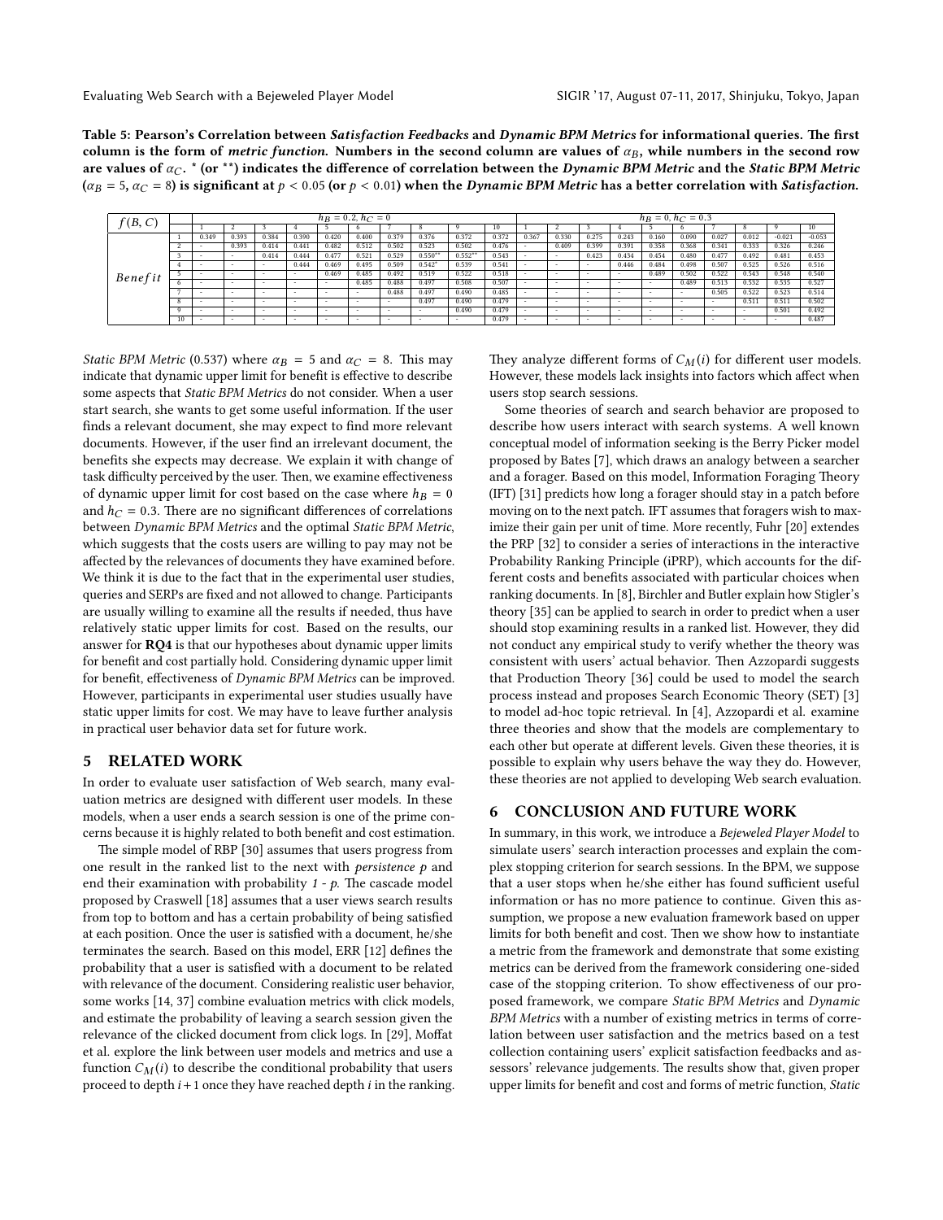**Table 5: Pearson's Correlation between *Satisfaction Feedbacks* and *Dynamic BPM Metrics* for informational queries. The first column is the form of *metric function*. Numbers in the second column are values of $\alpha_B$, while numbers in the second row are values of $\alpha_C$. * (or **) indicates the difference of correlation between the *Dynamic BPM Metric* and the *Static BPM Metric* ($\alpha_B = 5$, $\alpha_C = 8$) is significant at $p < 0.05$ (or $p < 0.01$) when the *Dynamic BPM Metric* has a better correlation with *Satisfaction*.**

| $f(B, C)$ | | $h_B = 0.2, h_C = 0$ | | | | | | | | | | $h_B = 0, h_C = 0.3$ | | | | | | | | | |
|---|---|---|---|---|---|---|---|---|---|---|---|---|---|---|---|---|---|---|---|---|---|
| | | 1 | 2 | 3 | 4 | 5 | 6 | 7 | 8 | 9 | 10 | 1 | 2 | 3 | 4 | 5 | 6 | 7 | 8 | 9 | 10 |
| *Benefit* | 1 | 0.349 | 0.393 | 0.384 | 0.390 | 0.420 | 0.400 | 0.379 | 0.376 | 0.372 | 0.372 | 0.367 | 0.330 | 0.275 | 0.243 | 0.160 | 0.090 | 0.027 | 0.012 | -0.021 | -0.053 |
| | 2 | - | 0.393 | 0.414 | 0.441 | 0.482 | 0.512 | 0.502 | 0.523 | 0.502 | 0.476 | - | 0.409 | 0.399 | 0.391 | 0.358 | 0.368 | 0.341 | 0.333 | 0.326 | 0.246 |
| | 3 | - | - | 0.414 | 0.444 | 0.477 | 0.521 | 0.529 | 0.550** | 0.552** | 0.543 | - | - | 0.423 | 0.434 | 0.454 | 0.480 | 0.477 | 0.492 | 0.481 | 0.453 |
| | 4 | - | - | - | 0.444 | 0.469 | 0.495 | 0.509 | 0.542* | 0.539 | 0.541 | - | - | - | 0.446 | 0.484 | 0.498 | 0.507 | 0.525 | 0.526 | 0.516 |
| | 5 | - | - | - | - | 0.469 | 0.485 | 0.492 | 0.519 | 0.522 | 0.518 | - | - | - | - | 0.489 | 0.502 | 0.522 | 0.543 | 0.548 | 0.540 |
| | 6 | - | - | - | - | - | 0.485 | 0.488 | 0.497 | 0.508 | 0.507 | - | - | - | - | - | 0.489 | 0.513 | 0.532 | 0.535 | 0.527 |
| | 7 | - | - | - | - | - | - | 0.488 | 0.497 | 0.490 | 0.485 | - | - | - | - | - | - | 0.505 | 0.522 | 0.523 | 0.514 |
| | 8 | - | - | - | - | - | - | - | 0.497 | 0.490 | 0.479 | - | - | - | - | - | - | - | 0.511 | 0.511 | 0.502 |
| | 9 | - | - | - | - | - | - | - | - | 0.490 | 0.479 | - | - | - | - | - | - | - | - | 0.501 | 0.492 |
| | 10 | - | - | - | - | - | - | - | - | - | 0.479 | - | - | - | - | - | - | - | - | - | 0.487 |

*Static BPM Metric* (0.537) where $\alpha_B = 5$ and $\alpha_C = 8$. This may indicate that dynamic upper limit for benefit is effective to describe some aspects that *Static BPM Metrics* do not consider. When a user start search, she wants to get some useful information. If the user finds a relevant document, she may expect to find more relevant documents. However, if the user find an irrelevant document, the benefits she expects may decrease. We explain it with change of task difficulty perceived by the user. Then, we examine effectiveness of dynamic upper limit for cost based on the case where $h_B = 0$ and $h_C = 0.3$. There are no significant differences of correlations between *Dynamic BPM Metrics* and the optimal *Static BPM Metric*, which suggests that the costs users are willing to pay may not be affected by the relevances of documents they have examined before. We think it is due to the fact that in the experimental user studies, queries and SERPs are fixed and not allowed to change. Participants are usually willing to examine all the results if needed, thus have relatively static upper limits for cost. Based on the results, our answer for **RQ4** is that our hypotheses about dynamic upper limits for benefit and cost partially hold. Considering dynamic upper limit for benefit, effectiveness of *Dynamic BPM Metrics* can be improved. However, participants in experimental user studies usually have static upper limits for cost. We may have to leave further analysis in practical user behavior data set for future work.

## 5 RELATED WORK

In order to evaluate user satisfaction of Web search, many evaluation metrics are designed with different user models. In these models, when a user ends a search session is one of the prime concerns because it is highly related to both benefit and cost estimation.

The simple model of RBP [30] assumes that users progress from one result in the ranked list to the next with *persistence p* and end their examination with probability *1 - p*. The cascade model proposed by Craswell [18] assumes that a user views search results from top to bottom and has a certain probability of being satisfied at each position. Once the user is satisfied with a document, he/she terminates the search. Based on this model, ERR [12] defines the probability that a user is satisfied with a document to be related with relevance of the document. Considering realistic user behavior, some works [14, 37] combine evaluation metrics with click models, and estimate the probability of leaving a search session given the relevance of the clicked document from click logs. In [29], Moffat et al. explore the link between user models and metrics and use a function $C_M(i)$ to describe the conditional probability that users proceed to depth $i+1$ once they have reached depth $i$ in the ranking. They analyze different forms of $C_M(i)$ for different user models. However, these models lack insights into factors which affect when users stop search sessions.

Some theories of search and search behavior are proposed to describe how users interact with search systems. A well known conceptual model of information seeking is the Berry Picker model proposed by Bates [7], which draws an analogy between a searcher and a forager. Based on this model, Information Foraging Theory (IFT) [31] predicts how long a forager should stay in a patch before moving on to the next patch. IFT assumes that foragers wish to maximize their gain per unit of time. More recently, Fuhr [20] extends the PRP [32] to consider a series of interactions in the interactive Probability Ranking Principle (iPRP), which accounts for the different costs and benefits associated with particular choices when ranking documents. In [8], Birchler and Butler explain how Stigler's theory [35] can be applied to search in order to predict when a user should stop examining results in a ranked list. However, they did not conduct any empirical study to verify whether the theory was consistent with users' actual behavior. Then Azzopardi suggests that Production Theory [36] could be used to model the search process instead and proposes Search Economic Theory (SET) [3] to model ad-hoc topic retrieval. In [4], Azzopardi et al. examine three theories and show that the models are complementary to each other but operate at different levels. Given these theories, it is possible to explain why users behave the way they do. However, these theories are not applied to developing Web search evaluation.

## 6 CONCLUSION AND FUTURE WORK

In summary, in this work, we introduce a *Bejeweled Player Model* to simulate users' search interaction processes and explain the complex stopping criterion for search sessions. In the BPM, we suppose that a user stops when he/she either has found sufficient useful information or has no more patience to continue. Given this assumption, we propose a new evaluation framework based on upper limits for both benefit and cost. Then we show how to instantiate a metric from the framework and demonstrate that some existing metrics can be derived from the framework considering one-sided case of the stopping criterion. To show effectiveness of our proposed framework, we compare *Static BPM Metrics* and *Dynamic BPM Metrics* with a number of existing metrics in terms of correlation between user satisfaction and the metrics based on a test collection containing users' explicit satisfaction feedbacks and assessors' relevance judgements. The results show that, given proper upper limits for benefit and cost and forms of metric function, *Static*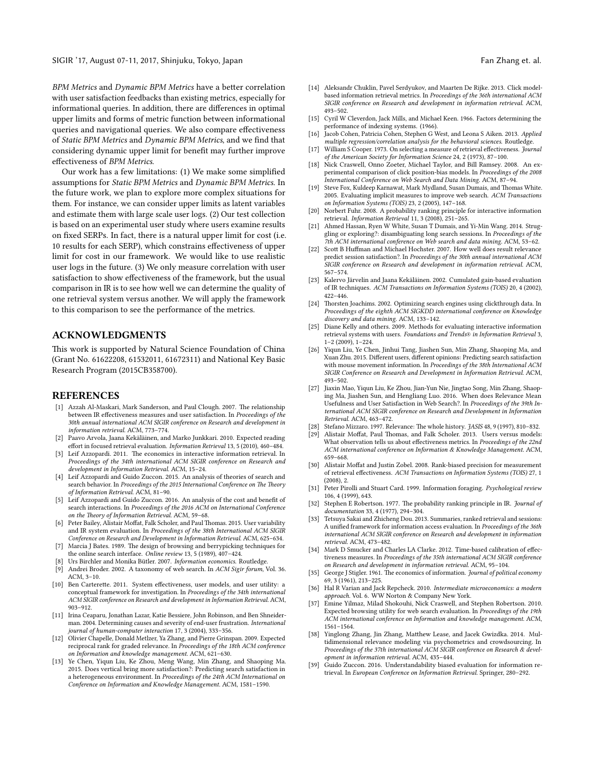*BPM Metrics* and *Dynamic BPM Metrics* have a better correlation with user satisfaction feedbacks than existing metrics, especially for informational queries. In addition, there are differences in optimal upper limits and forms of metric function between informational queries and navigational queries. We also compare effectiveness of *Static BPM Metrics* and *Dynamic BPM Metrics*, and we find that considering dynamic upper limit for benefit may further improve effectiveness of *BPM Metrics*.

Our work has a few limitations: (1) We make some simplified assumptions for *Static BPM Metrics* and *Dynamic BPM Metrics*. In the future work, we plan to explore more complex situations for them. For instance, we can consider upper limits as latent variables and estimate them with large scale user logs. (2) Our test collection is based on an experimental user study where users examine results on fixed SERPs. In fact, there is a natural upper limit for cost (i.e. 10 results for each SERP), which constrains effectiveness of upper limit for cost in our framework. We would like to use realistic user logs in the future. (3) We only measure correlation with user satisfaction to show effectiveness of the framework, but the usual comparison in IR is to see how well we can determine the quality of one retrieval system versus another. We will apply the framework to this comparison to see the performance of the metrics.

## ACKNOWLEDGMENTS

This work is supported by Natural Science Foundation of China (Grant No. 61622208, 61532011, 61672311) and National Key Basic Research Program (2015CB358700).

## REFERENCES

[1] Azzah Al-Maskari, Mark Sanderson, and Paul Clough. 2007. The relationship between IR effectiveness measures and user satisfaction. In *Proceedings of the 30th annual international ACM SIGIR conference on Research and development in information retrieval.* ACM, 773–774.

[2] Paavo Arvola, Jaana Kekäläinen, and Marko Junkkari. 2010. Expected reading effort in focused retrieval evaluation. *Information Retrieval* 13, 5 (2010), 460–484.

[3] Leif Azzopardi. 2011. The economics in interactive information retrieval. In *Proceedings of the 34th international ACM SIGIR conference on Research and development in Information Retrieval.* ACM, 15–24.

[4] Leif Azzopardi and Guido Zuccon. 2015. An analysis of theories of search and search behavior. In *Proceedings of the 2015 International Conference on The Theory of Information Retrieval.* ACM, 81–90.

[5] Leif Azzopardi and Guido Zuccon. 2016. An analysis of the cost and benefit of search interactions. In *Proceedings of the 2016 ACM on International Conference on the Theory of Information Retrieval.* ACM, 59–68.

[6] Peter Bailey, Alistair Moffat, Falk Scholer, and Paul Thomas. 2015. User variability and IR system evaluation. In *Proceedings of the 38th International ACM SIGIR Conference on Research and Development in Information Retrieval.* ACM, 625–634.

[7] Marcia J Bates. 1989. The design of browsing and berrypicking techniques for the online search interface. *Online review* 13, 5 (1989), 407–424.

[8] Urs Birchler and Monika Bütler. 2007. *Information economics.* Routledge.

[9] Andrei Broder. 2002. A taxonomy of web search. In *ACM Sigir forum*, Vol. 36. ACM, 3–10.

[10] Ben Carterette. 2011. System effectiveness, user models, and user utility: a conceptual framework for investigation. In *Proceedings of the 34th international ACM SIGIR conference on Research and development in Information Retrieval.* ACM, 903–912.

[11] Irina Ceaparu, Jonathan Lazar, Katie Bessiere, John Robinson, and Ben Shneiderman. 2004. Determining causes and severity of end-user frustration. *International journal of human-computer interaction* 17, 3 (2004), 333–356.

[12] Olivier Chapelle, Donald Metlzer, Ya Zhang, and Pierre Grinspan. 2009. Expected reciprocal rank for graded relevance. In *Proceedings of the 18th ACM conference on Information and knowledge management.* ACM, 621–630.

[13] Ye Chen, Yiqun Liu, Ke Zhou, Meng Wang, Min Zhang, and Shaoping Ma. 2015. Does vertical bring more satisfaction?: Predicting search satisfaction in a heterogeneous environment. In *Proceedings of the 24th ACM International on Conference on Information and Knowledge Management.* ACM, 1581–1590.

[14] Aleksandr Chuklin, Pavel Serdyukov, and Maarten De Rijke. 2013. Click model-based information retrieval metrics. In *Proceedings of the 36th international ACM SIGIR conference on Research and development in information retrieval.* ACM, 493–502.

[15] Cyril W Cleverdon, Jack Mills, and Michael Keen. 1966. Factors determining the performance of indexing systems. (1966).

[16] Jacob Cohen, Patricia Cohen, Stephen G West, and Leona S Aiken. 2013. *Applied multiple regression/correlation analysis for the behavioral sciences.* Routledge.

[17] William S Cooper. 1973. On selecting a measure of retrieval effectiveness. *Journal of the American Society for Information Science* 24, 2 (1973), 87–100.

[18] Nick Craswell, Onno Zoeter, Michael Taylor, and Bill Ramsey. 2008. An experimental comparison of click position-bias models. In *Proceedings of the 2008 International Conference on Web Search and Data Mining.* ACM, 87–94.

[19] Steve Fox, Kuldeep Karnawat, Mark Mydland, Susan Dumais, and Thomas White. 2005. Evaluating implicit measures to improve web search. *ACM Transactions on Information Systems (TOIS)* 23, 2 (2005), 147–168.

[20] Norbert Fuhr. 2008. A probability ranking principle for interactive information retrieval. *Information Retrieval* 11, 3 (2008), 251–265.

[21] Ahmed Hassan, Ryen W White, Susan T Dumais, and Yi-Min Wang. 2014. Struggling or exploring?: disambiguating long search sessions. In *Proceedings of the 7th ACM international conference on Web search and data mining.* ACM, 53–62.

[22] Scott B Huffman and Michael Hochster. 2007. How well does result relevance predict session satisfaction?. In *Proceedings of the 30th annual international ACM SIGIR conference on Research and development in information retrieval.* ACM, 567–574.

[23] Kalervo Järvelin and Jaana Kekäläinen. 2002. Cumulated gain-based evaluation of IR techniques. *ACM Transactions on Information Systems (TOIS)* 20, 4 (2002), 422–446.

[24] Thorsten Joachims. 2002. Optimizing search engines using clickthrough data. In *Proceedings of the eighth ACM SIGKDD international conference on Knowledge discovery and data mining.* ACM, 133–142.

[25] Diane Kelly and others. 2009. Methods for evaluating interactive information retrieval systems with users. *Foundations and Trends® in Information Retrieval* 3, 1–2 (2009), 1–224.

[26] Yiqun Liu, Ye Chen, Jinhui Tang, Jiashen Sun, Min Zhang, Shaoping Ma, and Xuan Zhu. 2015. Different users, different opinions: Predicting search satisfaction with mouse movement information. In *Proceedings of the 38th International ACM SIGIR Conference on Research and Development in Information Retrieval.* ACM, 493–502.

[27] Jiaxin Mao, Yiqun Liu, Ke Zhou, Jian-Yun Nie, Jingtao Song, Min Zhang, Shaoping Ma, Jiashen Sun, and Hengliang Luo. 2016. When does Relevance Mean Usefulness and User Satisfaction in Web Search?. In *Proceedings of the 39th International ACM SIGIR conference on Research and Development in Information Retrieval.* ACM, 463–472.

[28] Stefano Mizzaro. 1997. Relevance: The whole history. *JASIS* 48, 9 (1997), 810–832.

[29] Alistair Moffat, Paul Thomas, and Falk Scholer. 2013. Users versus models: What observation tells us about effectiveness metrics. In *Proceedings of the 22nd ACM international conference on Information & Knowledge Management.* ACM, 659–668.

[30] Alistair Moffat and Justin Zobel. 2008. Rank-biased precision for measurement of retrieval effectiveness. *ACM Transactions on Information Systems (TOIS)* 27, 1 (2008), 2.

[31] Peter Pirolli and Stuart Card. 1999. Information foraging. *Psychological review* 106, 4 (1999), 643.

[32] Stephen E Robertson. 1977. The probability ranking principle in IR. *Journal of documentation* 33, 4 (1977), 294–304.

[33] Tetsuya Sakai and Zhicheng Dou. 2013. Summaries, ranked retrieval and sessions: A unified framework for information access evaluation. In *Proceedings of the 36th international ACM SIGIR conference on Research and development in information retrieval.* ACM, 473–482.

[34] Mark D Smucker and Charles LA Clarke. 2012. Time-based calibration of effectiveness measures. In *Proceedings of the 35th international ACM SIGIR conference on Research and development in information retrieval.* ACM, 95–104.

[35] George J Stigler. 1961. The economics of information. *Journal of political economy* 69, 3 (1961), 213–225.

[36] Hal R Varian and Jack Repcheck. 2010. *Intermediate microeconomics: a modern approach.* Vol. 6. WW Norton & Company New York.

[37] Emine Yilmaz, Milad Shokouhi, Nick Craswell, and Stephen Robertson. 2010. Expected browsing utility for web search evaluation. In *Proceedings of the 19th ACM international conference on Information and knowledge management.* ACM, 1561–1564.

[38] Yinglong Zhang, Jin Zhang, Matthew Lease, and Jacek Gwizdka. 2014. Multidimensional relevance modeling via psychometrics and crowdsourcing. In *Proceedings of the 37th international ACM SIGIR conference on Research & development in information retrieval.* ACM, 435–444.

[39] Guido Zuccon. 2016. Understandability biased evaluation for information retrieval. In *European Conference on Information Retrieval.* Springer, 280–292.